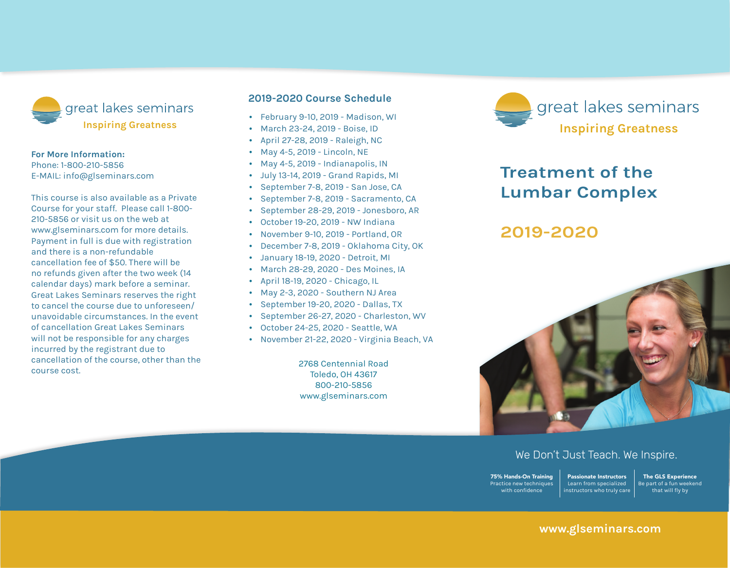great lakes seminars

**Inspiring Greatness**

**For More Information:**
Phone: 1-800-210-5856
E-MAIL: info@glseminars.com

This course is also available as a Private Course for your staff. Please call 1-800-210-5856 or visit us on the web at www.glseminars.com for more details. Payment in full is due with registration and there is a non-refundable cancellation fee of $50. There will be no refunds given after the two week (14 calendar days) mark before a seminar. Great Lakes Seminars reserves the right to cancel the course due to unforeseen/ unavoidable circumstances. In the event of cancellation Great Lakes Seminars will not be responsible for any charges incurred by the registrant due to cancellation of the course, other than the course cost.

## 2019-2020 Course Schedule

- February 9-10, 2019 - Madison, WI
- March 23-24, 2019 - Boise, ID
- April 27-28, 2019 - Raleigh, NC
- May 4-5, 2019 - Lincoln, NE
- May 4-5, 2019 - Indianapolis, IN
- July 13-14, 2019 - Grand Rapids, MI
- September 7-8, 2019 - San Jose, CA
- September 7-8, 2019 - Sacramento, CA
- September 28-29, 2019 - Jonesboro, AR
- October 19-20, 2019 - NW Indiana
- November 9-10, 2019 - Portland, OR
- December 7-8, 2019 - Oklahoma City, OK
- January 18-19, 2020 - Detroit, MI
- March 28-29, 2020 - Des Moines, IA
- April 18-19, 2020 - Chicago, IL
- May 2-3, 2020 - Southern NJ Area
- September 19-20, 2020 - Dallas, TX
- September 26-27, 2020 - Charleston, WV
- October 24-25, 2020 - Seattle, WA
- November 21-22, 2020 - Virginia Beach, VA

2768 Centennial Road
Toledo, OH 43617
800-210-5856
www.glseminars.com

great lakes seminars

**Inspiring Greatness**

# Treatment of the Lumbar Complex

## 2019-2020

We Don't Just Teach. We Inspire.

**75% Hands-On Training**
Practice new techniques with confidence

**Passionate Instructors**
Learn from specialized instructors who truly care

**The GLS Experience**
Be part of a fun weekend that will fly by

**www.glseminars.com**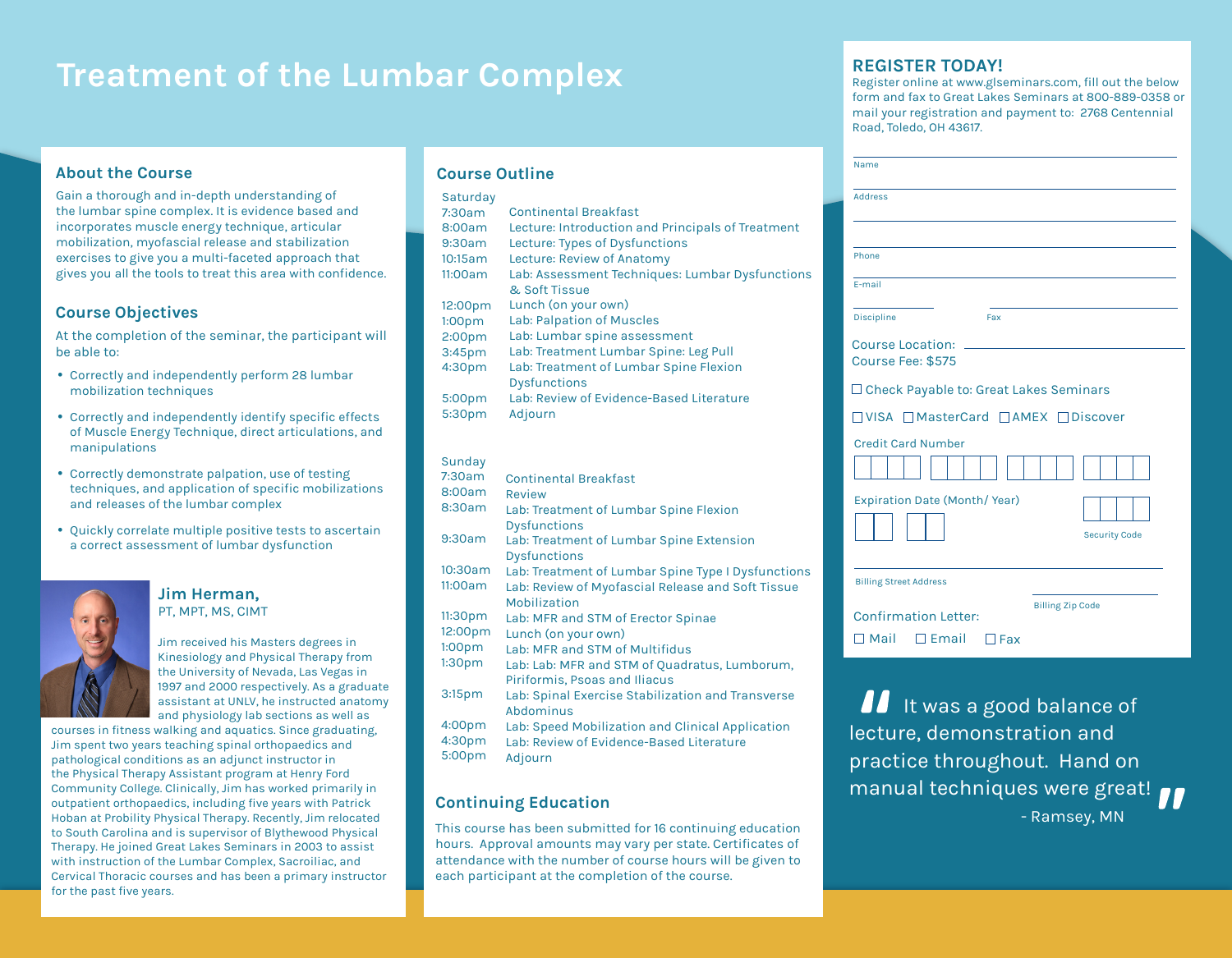# Treatment of the Lumbar Complex

## About the Course

Gain a thorough and in-depth understanding of the lumbar spine complex. It is evidence based and incorporates muscle energy technique, articular mobilization, myofascial release and stabilization exercises to give you a multi-faceted approach that gives you all the tools to treat this area with confidence.

## Course Objectives

At the completion of the seminar, the participant will be able to:

- Correctly and independently perform 28 lumbar mobilization techniques
- Correctly and independently identify specific effects of Muscle Energy Technique, direct articulations, and manipulations
- Correctly demonstrate palpation, use of testing techniques, and application of specific mobilizations and releases of the lumbar complex
- Quickly correlate multiple positive tests to ascertain a correct assessment of lumbar dysfunction

### Jim Herman,

PT, MPT, MS, CIMT

Jim received his Masters degrees in Kinesiology and Physical Therapy from the University of Nevada, Las Vegas in 1997 and 2000 respectively. As a graduate assistant at UNLV, he instructed anatomy and physiology lab sections as well as courses in fitness walking and aquatics. Since graduating, Jim spent two years teaching spinal orthopaedics and pathological conditions as an adjunct instructor in the Physical Therapy Assistant program at Henry Ford Community College. Clinically, Jim has worked primarily in outpatient orthopaedics, including five years with Patrick Hoban at Probility Physical Therapy. Recently, Jim relocated to South Carolina and is supervisor of Blythewood Physical Therapy. He joined Great Lakes Seminars in 2003 to assist with instruction of the Lumbar Complex, Sacroiliac, and Cervical Thoracic courses and has been a primary instructor for the past five years.

## Course Outline

**Saturday**

| | |
|---|---|
| 7:30am | Continental Breakfast |
| 8:00am | Lecture: Introduction and Principals of Treatment |
| 9:30am | Lecture: Types of Dysfunctions |
| 10:15am | Lecture: Review of Anatomy |
| 11:00am | Lab: Assessment Techniques: Lumbar Dysfunctions & Soft Tissue |
| 12:00pm | Lunch (on your own) |
| 1:00pm | Lab: Palpation of Muscles |
| 2:00pm | Lab: Lumbar spine assessment |
| 3:45pm | Lab: Treatment Lumbar Spine: Leg Pull |
| 4:30pm | Lab: Treatment of Lumbar Spine Flexion Dysfunctions |
| 5:00pm | Lab: Review of Evidence-Based Literature |
| 5:30pm | Adjourn |

**Sunday**

| | |
|---|---|
| 7:30am | Continental Breakfast |
| 8:00am | Review |
| 8:30am | Lab: Treatment of Lumbar Spine Flexion Dysfunctions |
| 9:30am | Lab: Treatment of Lumbar Spine Extension Dysfunctions |
| 10:30am | Lab: Treatment of Lumbar Spine Type I Dysfunctions |
| 11:00am | Lab: Review of Myofascial Release and Soft Tissue Mobilization |
| 11:30pm | Lab: MFR and STM of Erector Spinae |
| 12:00pm | Lunch (on your own) |
| 1:00pm | Lab: MFR and STM of Multifidus |
| 1:30pm | Lab: Lab: MFR and STM of Quadratus, Lumborum, Piriformis, Psoas and Iliacus |
| 3:15pm | Lab: Spinal Exercise Stabilization and Transverse Abdominus |
| 4:00pm | Lab: Speed Mobilization and Clinical Application |
| 4:30pm | Lab: Review of Evidence-Based Literature |
| 5:00pm | Adjourn |

## Continuing Education

This course has been submitted for 16 continuing education hours. Approval amounts may vary per state. Certificates of attendance with the number of course hours will be given to each participant at the completion of the course.

## REGISTER TODAY!

Register online at www.glseminars.com, fill out the below form and fax to Great Lakes Seminars at 800-889-0358 or mail your registration and payment to: 2768 Centennial Road, Toledo, OH 43617.

Name

Address

Phone

E-mail

Discipline

Fax

Course Location:

Course Fee: $575

☐ Check Payable to: Great Lakes Seminars

☐ VISA ☐ MasterCard ☐ AMEX ☐ Discover

Credit Card Number

Expiration Date (Month/ Year)

Security Code

Billing Street Address

Billing Zip Code

Confirmation Letter:

☐ Mail ☐ Email ☐ Fax

"It was a good balance of lecture, demonstration and practice throughout. Hand on manual techniques were great!"

- Ramsey, MN